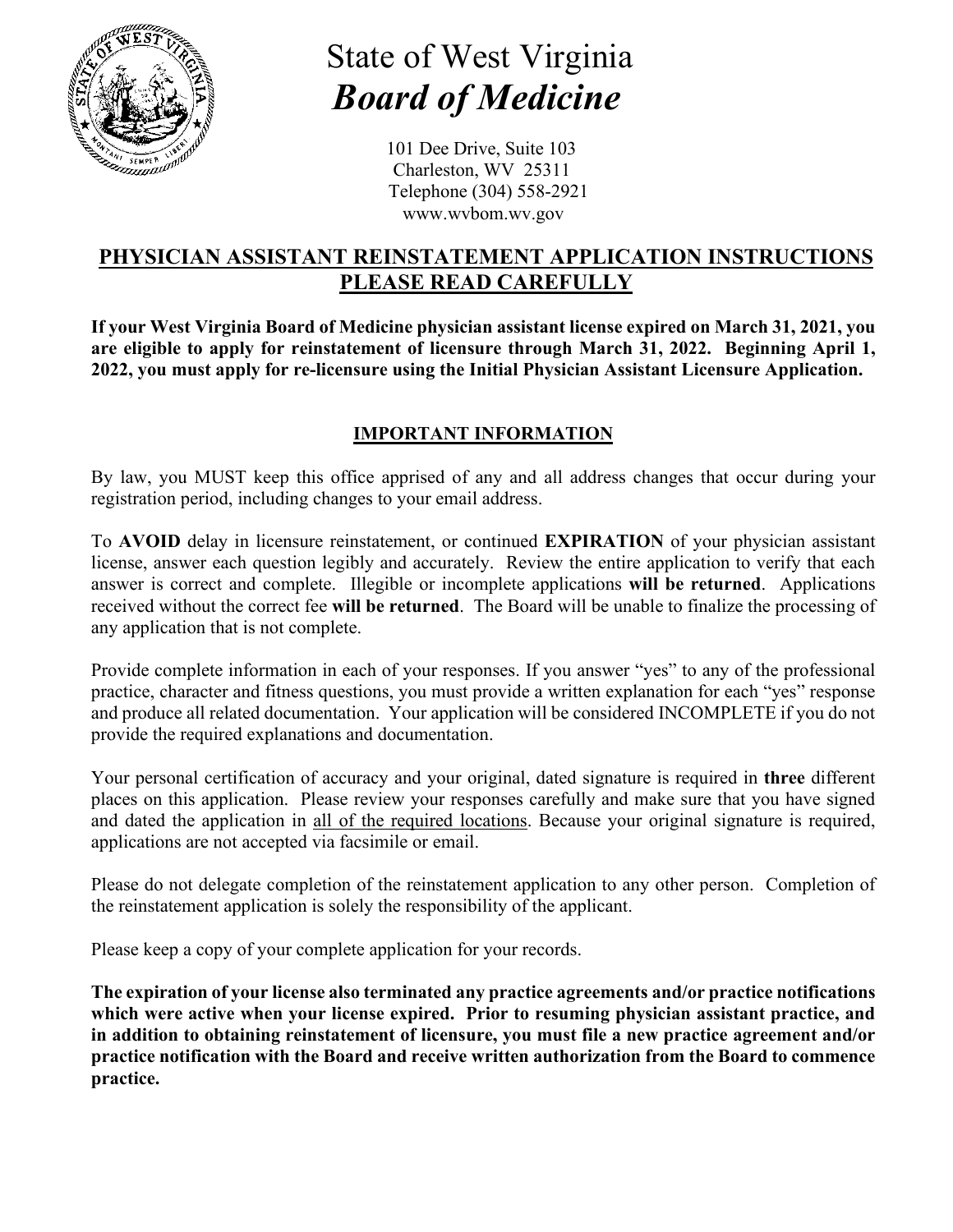# State of West Virginia
## *Board of Medicine*

101 Dee Drive, Suite 103
Charleston, WV 25311
Telephone (304) 558-2921
www.wvbom.wv.gov

## PHYSICIAN ASSISTANT REINSTATEMENT APPLICATION INSTRUCTIONS
## PLEASE READ CAREFULLY

**If your West Virginia Board of Medicine physician assistant license expired on March 31, 2021, you are eligible to apply for reinstatement of licensure through March 31, 2022. Beginning April 1, 2022, you must apply for re-licensure using the Initial Physician Assistant Licensure Application.**

### IMPORTANT INFORMATION

By law, you MUST keep this office apprised of any and all address changes that occur during your registration period, including changes to your email address.

To **AVOID** delay in licensure reinstatement, or continued **EXPIRATION** of your physician assistant license, answer each question legibly and accurately. Review the entire application to verify that each answer is correct and complete. Illegible or incomplete applications **will be returned**. Applications received without the correct fee **will be returned**. The Board will be unable to finalize the processing of any application that is not complete.

Provide complete information in each of your responses. If you answer "yes" to any of the professional practice, character and fitness questions, you must provide a written explanation for each "yes" response and produce all related documentation. Your application will be considered INCOMPLETE if you do not provide the required explanations and documentation.

Your personal certification of accuracy and your original, dated signature is required in **three** different places on this application. Please review your responses carefully and make sure that you have signed and dated the application in <u>all of the required locations</u>. Because your original signature is required, applications are not accepted via facsimile or email.

Please do not delegate completion of the reinstatement application to any other person. Completion of the reinstatement application is solely the responsibility of the applicant.

Please keep a copy of your complete application for your records.

**The expiration of your license also terminated any practice agreements and/or practice notifications which were active when your license expired. Prior to resuming physician assistant practice, and in addition to obtaining reinstatement of licensure, you must file a new practice agreement and/or practice notification with the Board and receive written authorization from the Board to commence practice.**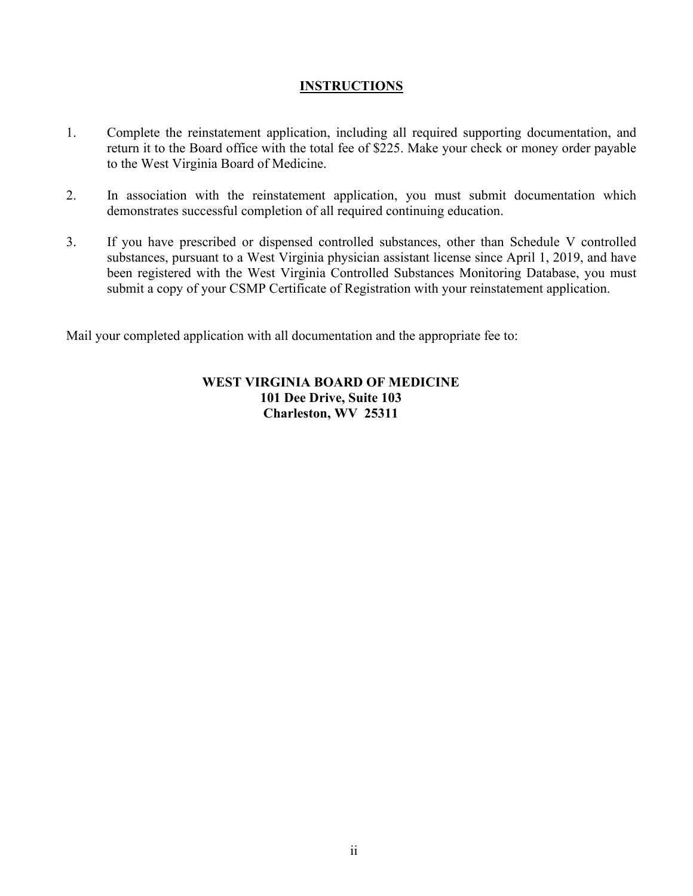## INSTRUCTIONS

1. Complete the reinstatement application, including all required supporting documentation, and return it to the Board office with the total fee of $225. Make your check or money order payable to the West Virginia Board of Medicine.

2. In association with the reinstatement application, you must submit documentation which demonstrates successful completion of all required continuing education.

3. If you have prescribed or dispensed controlled substances, other than Schedule V controlled substances, pursuant to a West Virginia physician assistant license since April 1, 2019, and have been registered with the West Virginia Controlled Substances Monitoring Database, you must submit a copy of your CSMP Certificate of Registration with your reinstatement application.

Mail your completed application with all documentation and the appropriate fee to:

**WEST VIRGINIA BOARD OF MEDICINE**
**101 Dee Drive, Suite 103**
**Charleston, WV 25311**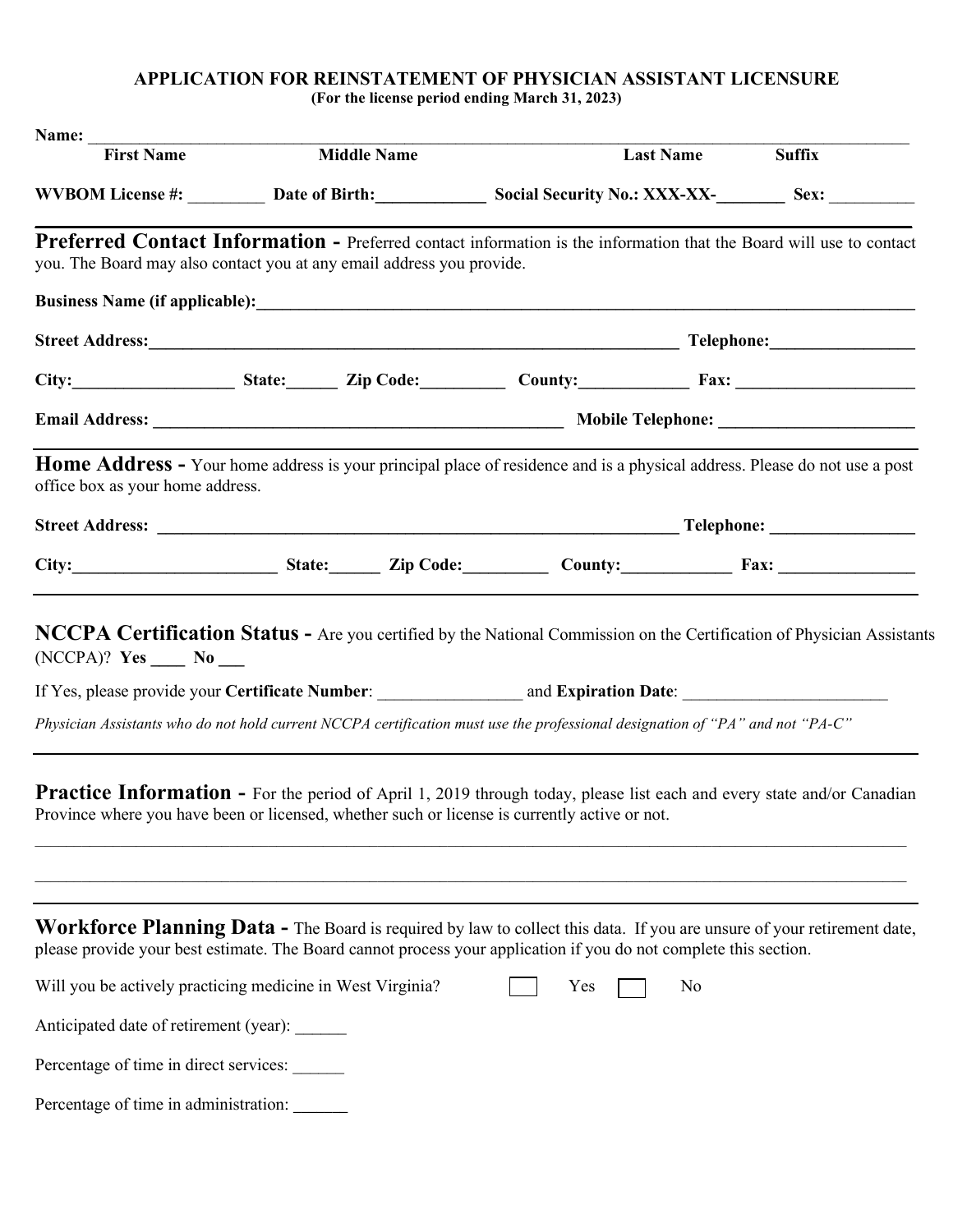# APPLICATION FOR REINSTATEMENT OF PHYSICIAN ASSISTANT LICENSURE

**(For the license period ending March 31, 2023)**

**Name:** ______________________________________________________________________________

**First Name** **Middle Name** **Last Name** **Suffix**

**WVBOM License #:** _________ **Date of Birth:**_____________ **Social Security No.: XXX-XX-**________ **Sex:** __________

---

## Preferred Contact Information - 

Preferred contact information is the information that the Board will use to contact you. The Board may also contact you at any email address you provide.

**Business Name (if applicable):**______________________________________________________________

**Street Address:**______________________________________________ **Telephone:**_________________

**City:**___________________ **State:**______ **Zip Code:**__________ **County:**_____________ **Fax:** _____________________

**Email Address:** _________________________________________________ **Mobile Telephone:** _______________________

## Home Address - 

Your home address is your principal place of residence and is a physical address. Please do not use a post office box as your home address.

**Street Address:** _______________________________________________ **Telephone:** _________________

**City:**________________________ **State:**______ **Zip Code:**__________ **County:**_____________ **Fax:** ________________

---

## NCCPA Certification Status - 

Are you certified by the National Commission on the Certification of Physician Assistants (NCCPA)? **Yes** ____ **No** ___

If Yes, please provide your **Certificate Number**: _________________ and **Expiration Date**: _________________________

*Physician Assistants who do not hold current NCCPA certification must use the professional designation of "PA" and not "PA-C"*

---

## Practice Information - 

For the period of April 1, 2019 through today, please list each and every state and/or Canadian Province where you have been or licensed, whether such or license is currently active or not.

______________________________________________________________________________

______________________________________________________________________________

---

## Workforce Planning Data - 

The Board is required by law to collect this data. If you are unsure of your retirement date, please provide your best estimate. The Board cannot process your application if you do not complete this section.

Will you be actively practicing medicine in West Virginia? ☐ Yes ☐ No

Anticipated date of retirement (year): ______

Percentage of time in direct services: ______

Percentage of time in administration: ______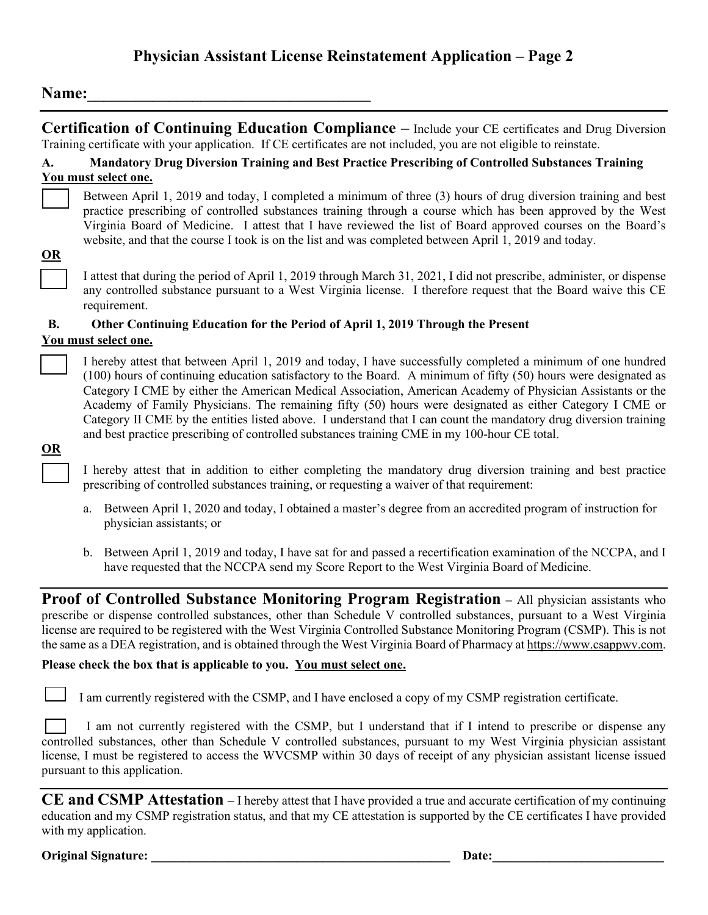# Physician Assistant License Reinstatement Application – Page 2

**Name:**\_\_\_\_\_\_\_\_\_\_\_\_\_\_\_\_\_\_\_\_\_\_\_\_\_\_\_\_\_\_\_\_\_\_\_\_

---

## Certification of Continuing Education Compliance – 

Include your CE certificates and Drug Diversion Training certificate with your application. If CE certificates are not included, you are not eligible to reinstate.

### A. Mandatory Drug Diversion Training and Best Practice Prescribing of Controlled Substances Training

**<u>You must select one.</u>**

☐ Between April 1, 2019 and today, I completed a minimum of three (3) hours of drug diversion training and best practice prescribing of controlled substances training through a course which has been approved by the West Virginia Board of Medicine. I attest that I have reviewed the list of Board approved courses on the Board's website, and that the course I took is on the list and was completed between April 1, 2019 and today.

**<u>OR</u>**

☐ I attest that during the period of April 1, 2019 through March 31, 2021, I did not prescribe, administer, or dispense any controlled substance pursuant to a West Virginia license. I therefore request that the Board waive this CE requirement.

### B. Other Continuing Education for the Period of April 1, 2019 Through the Present

**<u>You must select one.</u>**

☐ I hereby attest that between April 1, 2019 and today, I have successfully completed a minimum of one hundred (100) hours of continuing education satisfactory to the Board. A minimum of fifty (50) hours were designated as Category I CME by either the American Medical Association, American Academy of Physician Assistants or the Academy of Family Physicians. The remaining fifty (50) hours were designated as either Category I CME or Category II CME by the entities listed above. I understand that I can count the mandatory drug diversion training and best practice prescribing of controlled substances training CME in my 100-hour CE total.

**<u>OR</u>**

☐ I hereby attest that in addition to either completing the mandatory drug diversion training and best practice prescribing of controlled substances training, or requesting a waiver of that requirement:

a. Between April 1, 2020 and today, I obtained a master's degree from an accredited program of instruction for physician assistants; or

b. Between April 1, 2019 and today, I have sat for and passed a recertification examination of the NCCPA, and I have requested that the NCCPA send my Score Report to the West Virginia Board of Medicine.

---

## Proof of Controlled Substance Monitoring Program Registration – 

All physician assistants who prescribe or dispense controlled substances, other than Schedule V controlled substances, pursuant to a West Virginia license are required to be registered with the West Virginia Controlled Substance Monitoring Program (CSMP). This is not the same as a DEA registration, and is obtained through the West Virginia Board of Pharmacy at https://www.csappwv.com.

**Please check the box that is applicable to you. <u>You must select one.</u>**

☐ I am currently registered with the CSMP, and I have enclosed a copy of my CSMP registration certificate.

☐ I am not currently registered with the CSMP, but I understand that if I intend to prescribe or dispense any controlled substances, other than Schedule V controlled substances, pursuant to my West Virginia physician assistant license, I must be registered to access the WVCSMP within 30 days of receipt of any physician assistant license issued pursuant to this application.

---

## CE and CSMP Attestation – 

I hereby attest that I have provided a true and accurate certification of my continuing education and my CSMP registration status, and that my CE attestation is supported by the CE certificates I have provided with my application.

**Original Signature:** \_\_\_\_\_\_\_\_\_\_\_\_\_\_\_\_\_\_\_\_\_\_\_\_\_\_\_\_\_\_\_\_\_\_\_\_\_\_\_\_\_\_\_\_\_\_\_\_ **Date:**\_\_\_\_\_\_\_\_\_\_\_\_\_\_\_\_\_\_\_\_\_\_\_\_\_\_\_\_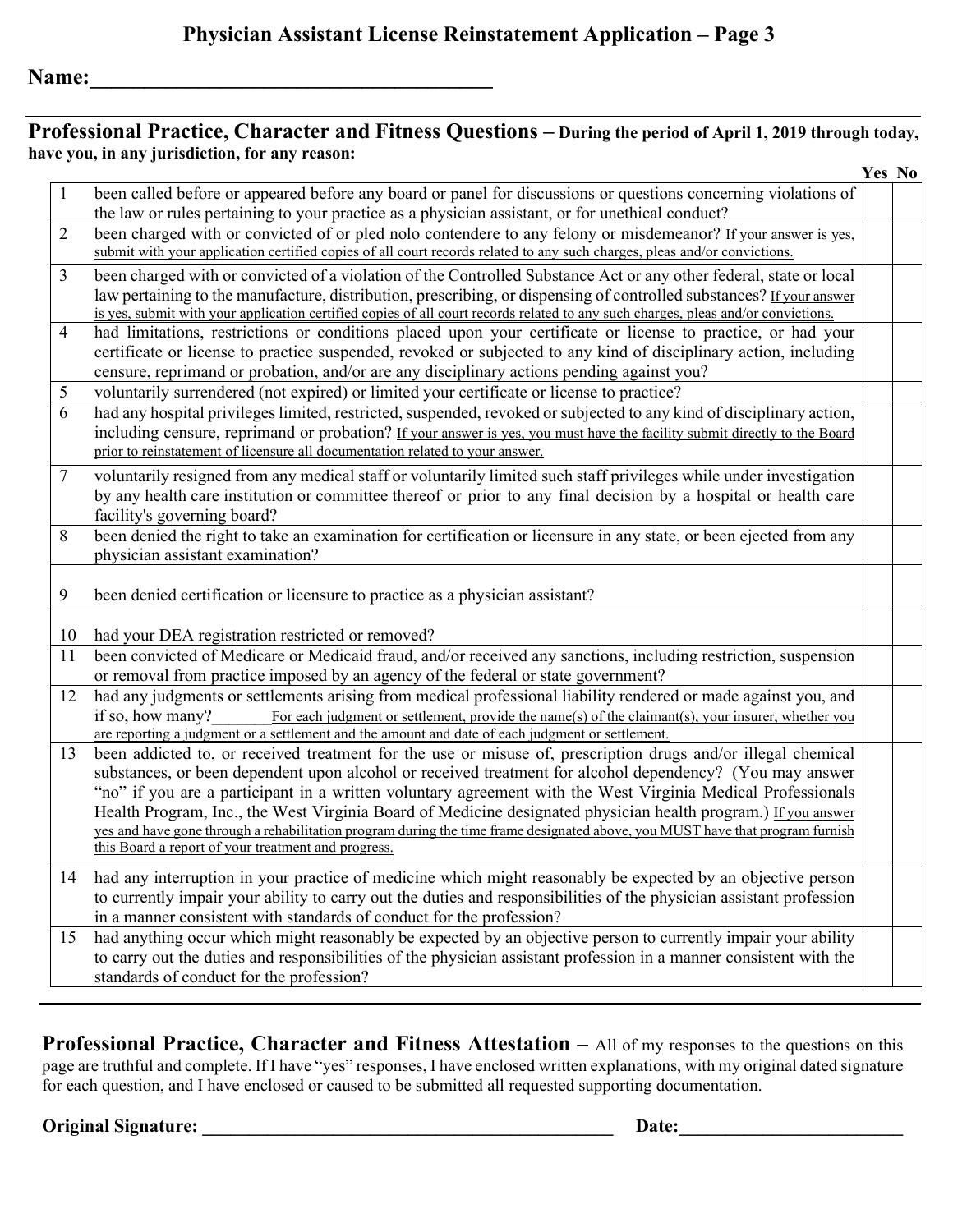# Physician Assistant License Reinstatement Application – Page 3

**Name:**\_\_\_\_\_\_\_\_\_\_\_\_\_\_\_\_\_\_\_\_\_\_\_\_\_\_\_\_\_\_\_\_\_\_\_\_\_\_\_

## Professional Practice, Character and Fitness Questions – During the period of April 1, 2019 through today, have you, in any jurisdiction, for any reason:

| # | Question | Yes | No |
|---|---|---|---|
| 1 | been called before or appeared before any board or panel for discussions or questions concerning violations of the law or rules pertaining to your practice as a physician assistant, or for unethical conduct? | | |
| 2 | been charged with or convicted of or pled nolo contendere to any felony or misdemeanor? <u>If your answer is yes, submit with your application certified copies of all court records related to any such charges, pleas and/or convictions.</u> | | |
| 3 | been charged with or convicted of a violation of the Controlled Substance Act or any other federal, state or local law pertaining to the manufacture, distribution, prescribing, or dispensing of controlled substances? <u>If your answer is yes, submit with your application certified copies of all court records related to any such charges, pleas and/or convictions.</u> | | |
| 4 | had limitations, restrictions or conditions placed upon your certificate or license to practice, or had your certificate or license to practice suspended, revoked or subjected to any kind of disciplinary action, including censure, reprimand or probation, and/or are any disciplinary actions pending against you? | | |
| 5 | voluntarily surrendered (not expired) or limited your certificate or license to practice? | | |
| 6 | had any hospital privileges limited, restricted, suspended, revoked or subjected to any kind of disciplinary action, including censure, reprimand or probation? <u>If your answer is yes, you must have the facility submit directly to the Board prior to reinstatement of licensure all documentation related to your answer.</u> | | |
| 7 | voluntarily resigned from any medical staff or voluntarily limited such staff privileges while under investigation by any health care institution or committee thereof or prior to any final decision by a hospital or health care facility's governing board? | | |
| 8 | been denied the right to take an examination for certification or licensure in any state, or been ejected from any physician assistant examination? | | |
| 9 | been denied certification or licensure to practice as a physician assistant? | | |
| 10 | had your DEA registration restricted or removed? | | |
| 11 | been convicted of Medicare or Medicaid fraud, and/or received any sanctions, including restriction, suspension or removal from practice imposed by an agency of the federal or state government? | | |
| 12 | had any judgments or settlements arising from medical professional liability rendered or made against you, and if so, how many?\_\_\_\_\_\_\_ <u>For each judgment or settlement, provide the name(s) of the claimant(s), your insurer, whether you are reporting a judgment or a settlement and the amount and date of each judgment or settlement.</u> | | |
| 13 | been addicted to, or received treatment for the use or misuse of, prescription drugs and/or illegal chemical substances, or been dependent upon alcohol or received treatment for alcohol dependency? (You may answer "no" if you are a participant in a written voluntary agreement with the West Virginia Medical Professionals Health Program, Inc., the West Virginia Board of Medicine designated physician health program.) <u>If you answer yes and have gone through a rehabilitation program during the time frame designated above, you MUST have that program furnish this Board a report of your treatment and progress.</u> | | |
| 14 | had any interruption in your practice of medicine which might reasonably be expected by an objective person to currently impair your ability to carry out the duties and responsibilities of the physician assistant profession in a manner consistent with standards of conduct for the profession? | | |
| 15 | had anything occur which might reasonably be expected by an objective person to currently impair your ability to carry out the duties and responsibilities of the physician assistant profession in a manner consistent with the standards of conduct for the profession? | | |

**Professional Practice, Character and Fitness Attestation –** All of my responses to the questions on this page are truthful and complete. If I have "yes" responses, I have enclosed written explanations, with my original dated signature for each question, and I have enclosed or caused to be submitted all requested supporting documentation.

**Original Signature:** \_\_\_\_\_\_\_\_\_\_\_\_\_\_\_\_\_\_\_\_\_\_\_\_\_\_\_\_\_\_\_\_\_\_\_\_\_\_\_\_\_\_\_\_ **Date:**\_\_\_\_\_\_\_\_\_\_\_\_\_\_\_\_\_\_\_\_\_\_\_\_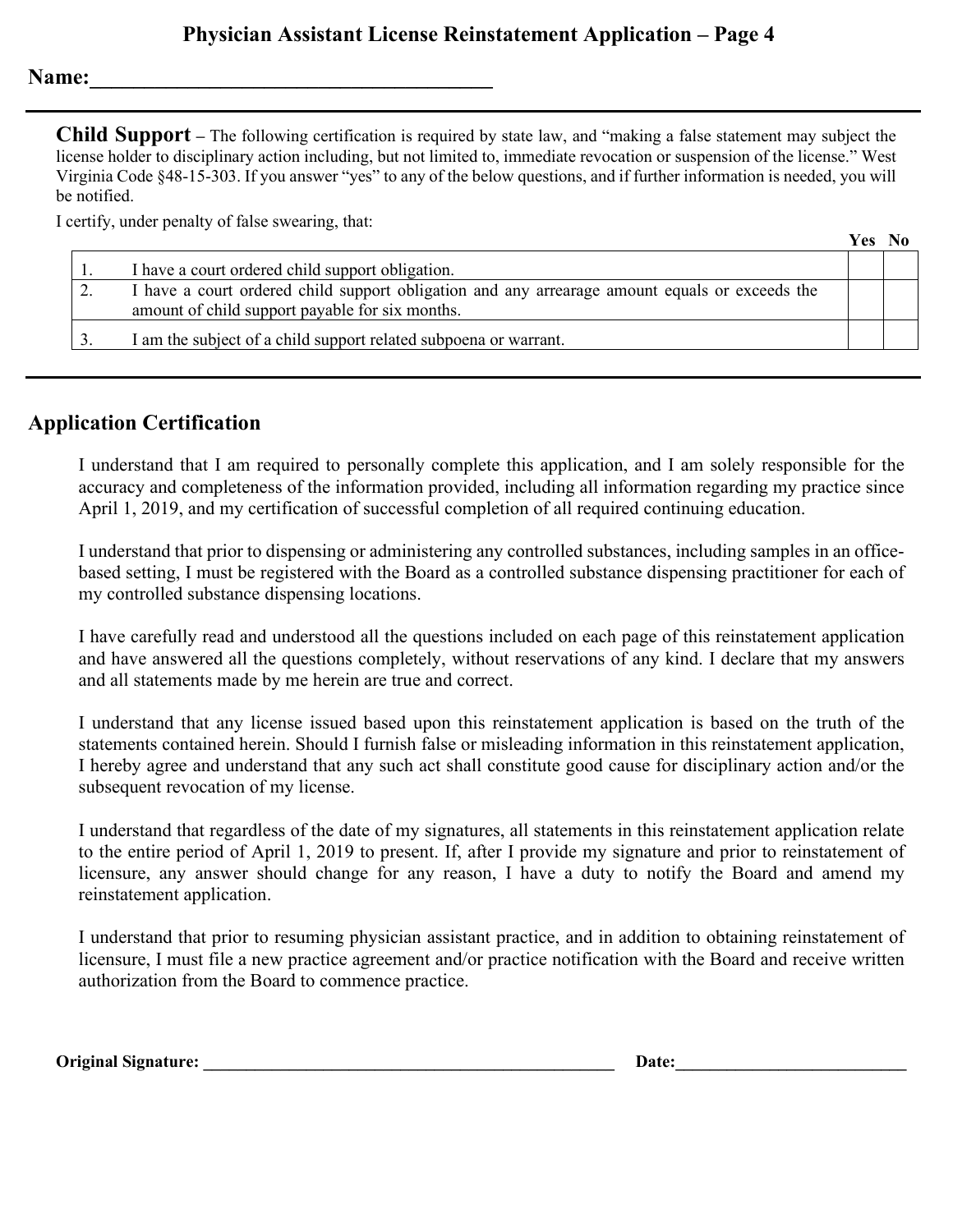# Physician Assistant License Reinstatement Application – Page 4

**Name:**\_\_\_\_\_\_\_\_\_\_\_\_\_\_\_\_\_\_\_\_\_\_\_\_\_\_\_\_\_\_\_\_\_\_\_\_\_\_\_

**Child Support** – The following certification is required by state law, and "making a false statement may subject the license holder to disciplinary action including, but not limited to, immediate revocation or suspension of the license." West Virginia Code §48-15-303. If you answer "yes" to any of the below questions, and if further information is needed, you will be notified.

I certify, under penalty of false swearing, that:

| | | Yes | No |
|---|---|---|---|
| 1. | I have a court ordered child support obligation. | | |
| 2. | I have a court ordered child support obligation and any arrearage amount equals or exceeds the amount of child support payable for six months. | | |
| 3. | I am the subject of a child support related subpoena or warrant. | | |

## Application Certification

I understand that I am required to personally complete this application, and I am solely responsible for the accuracy and completeness of the information provided, including all information regarding my practice since April 1, 2019, and my certification of successful completion of all required continuing education.

I understand that prior to dispensing or administering any controlled substances, including samples in an office-based setting, I must be registered with the Board as a controlled substance dispensing practitioner for each of my controlled substance dispensing locations.

I have carefully read and understood all the questions included on each page of this reinstatement application and have answered all the questions completely, without reservations of any kind. I declare that my answers and all statements made by me herein are true and correct.

I understand that any license issued based upon this reinstatement application is based on the truth of the statements contained herein. Should I furnish false or misleading information in this reinstatement application, I hereby agree and understand that any such act shall constitute good cause for disciplinary action and/or the subsequent revocation of my license.

I understand that regardless of the date of my signatures, all statements in this reinstatement application relate to the entire period of April 1, 2019 to present. If, after I provide my signature and prior to reinstatement of licensure, any answer should change for any reason, I have a duty to notify the Board and amend my reinstatement application.

I understand that prior to resuming physician assistant practice, and in addition to obtaining reinstatement of licensure, I must file a new practice agreement and/or practice notification with the Board and receive written authorization from the Board to commence practice.

**Original Signature:** \_\_\_\_\_\_\_\_\_\_\_\_\_\_\_\_\_\_\_\_\_\_\_\_\_\_\_\_\_\_\_\_\_\_\_\_\_\_\_\_\_\_\_\_\_\_\_\_ **Date:**\_\_\_\_\_\_\_\_\_\_\_\_\_\_\_\_\_\_\_\_\_\_\_\_\_\_\_